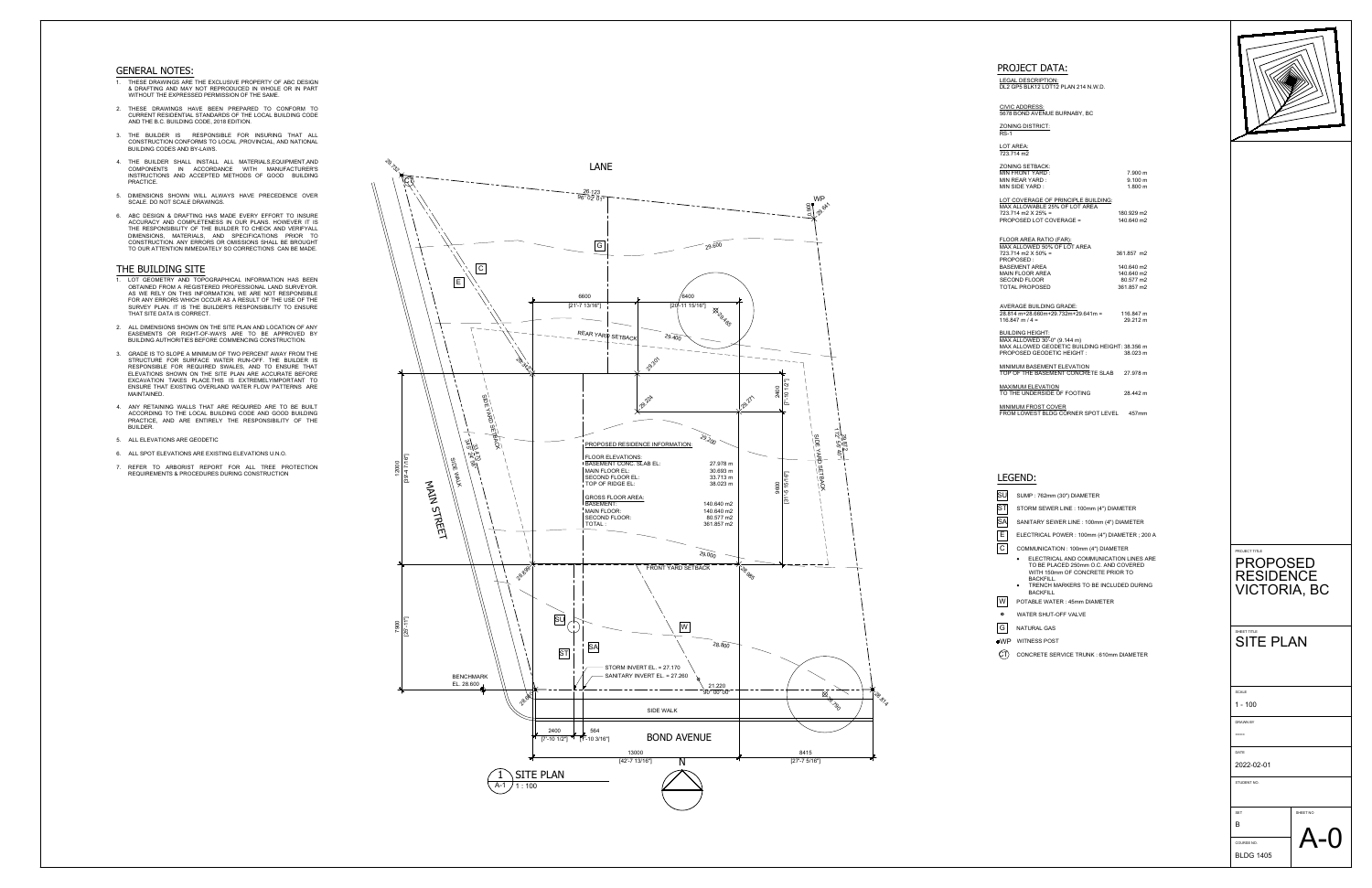## GENERAL NOTES:

1. THESE DRAWINGS ARE THE EXCLUSIVE PROPERTY OF ABC DESIGN & DRAFTING AND MAY NOT REPRODUCED IN WHOLE OR IN PART WITHOUT THE EXPRESSED PERMISSION OF THE SAME.
2. THESE DRAWINGS HAVE BEEN PREPARED TO CONFORM TO CURRENT RESIDENTIAL STANDARDS OF THE LOCAL BUILDING CODE AND THE B.C. BUILDING CODE, 2018 EDITION.
3. THE BUILDER IS RESPONSIBLE FOR INSURING THAT ALL CONSTRUCTION CONFORMS TO LOCAL ,PROVINCIAL, AND NATIONAL BUILDING CODES AND BY-LAWS.
4. THE BUILDER SHALL INSTALL ALL MATERIALS,EQUIPMENT,AND COMPONENTS IN ACCORDANCE WITH MANUFACTURER'S INSTRUCTIONS AND ACCEPTED METHODS OF GOOD BUILDING PRACTICE.
5. DIMENSIONS SHOWN WILL ALWAYS HAVE PRECEDENCE OVER SCALE. DO NOT SCALE DRAWINGS.
6. ABC DESIGN & DRAFTING HAS MADE EVERY EFFORT TO INSURE ACCURACY AND COMPLETENESS IN OUR PLANS. HOWEVER IT IS THE RESPONSIBILITY OF THE BUILDER TO CHECK AND VERIFYALL DIMENSIONS, MATERIALS, AND SPECIFICATIONS PRIOR TO CONSTRUCTION. ANY ERRORS OR OMISSIONS SHALL BE BROUGHT TO OUR ATTENTION IMMEDIATELY SO CORRECTIONS CAN BE MADE.

## THE BUILDING SITE

1. LOT GEOMETRY AND TOPOGRAPHICAL INFORMATION HAS BEEN OBTAINED FROM A REGISTERED PROFESSIONAL LAND SURVEYOR. AS WE RELY ON THIS INFORMATION, WE ARE NOT RESPONSIBLE FOR ANY ERRORS WHICH OCCUR AS A RESULT OF THE USE OF THE SURVEY PLAN. IT IS THE BUILDER'S RESPONSIBILITY TO ENSURE THAT SITE DATA IS CORRECT.
2. ALL DIMENSIONS SHOWN ON THE SITE PLAN AND LOCATION OF ANY EASEMENTS OR RIGHT-OF-WAYS ARE TO BE APPROVED BY BUILDING AUTHORITIES BEFORE COMMENCING CONSTRUCTION.
3. GRADE IS TO SLOPE A MINIMUM OF TWO PERCENT AWAY FROM THE STRUCTURE FOR SURFACE WATER RUN-OFF. THE BUILDER IS RESPONSIBLE FOR REQUIRED SWALES, AND TO ENSURE THAT ELEVATIONS SHOWN ON THE SITE PLAN ARE ACCURATE BEFORE EXCAVATION TAKES PLACE.THIS IS EXTREMELYIMPORTANT TO ENSURE THAT EXISTING OVERLAND WATER FLOW PATTERNS ARE MAINTAINED.
4. ANY RETAINING WALLS THAT ARE REQUIRED ARE TO BE BUILT ACCORDING TO THE LOCAL BUILDING CODE AND GOOD BUILDING PRACTICE, AND ARE ENTIRELY THE RESPONSIBILITY OF THE BUILDER.
5. ALL ELEVATIONS ARE GEODETIC
6. ALL SPOT ELEVATIONS ARE EXISTING ELEVATIONS U.N.O.
7. REFER TO ARBORIST REPORT FOR ALL TREE PROTECTION REQUIREMENTS & PROCEDURES DURING CONSTRUCTION

LANE

26.123
90° 02' 01"

WP 29.641

29.732

29.600

6600 [21'-7 13/16"]

6400 [20'-11 15/16"]

29.460

REAR YARD SETBACK

29.400

29.201

29.142

29.224

29.271

2400 [7'-10 1/2"]

SIDE YARD SETBACK

SIDE WALK

MAIN STREET

33.470
90° 24' 58"

12000 [39'-4 7/16"]

29.200

PROPOSED RESIDENCE INFORMATION:

| FLOOR ELEVATIONS: | |
|---|---|
| BASEMENT CONC. SLAB EL: | 27.978 m |
| MAIN FLOOR EL: | 30.693 m |
| SECOND FLOOR EL: | 33.713 m |
| TOP OF RIDGE EL: | 38.023 m |

| GROSS FLOOR AREA: | |
|---|---|
| BASEMENT: | 140.640 m2 |
| MAIN FLOOR: | 140.640 m2 |
| SECOND FLOOR: | 80.577 m2 |
| TOTAL: | 361.857 m2 |

9600 [31'-5 15/16"]

SIDE YARD SETBACK

28.872
112° 56' 40"

29.000

28.890

FRONT YARD SETBACK

28.965

7900 [25'-11"]

28.800

STORM INVERT EL. = 27.170

SANITARY INVERT EL. = 27.260

21.220
90° 00' 00"

BENCHMARK EL. 28.600

28.600

28.790

28.814

SIDE WALK

2400 [7'-10 1/2"]

564 [1'-10 3/16"]

BOND AVENUE

13000 [42'-7 13/16"]

8415 [27'-7 5/16"]

N

1 / A-1 SITE PLAN 1 : 100

## PROJECT DATA:

LEGAL DESCRIPTION:
DL2 GP5 BLK13 LOT12 PLAN 214 N.W.D.

CIVIC ADDRESS:
5678 BOND AVENUE BURNABY, BC

ZONING DISTRICT:
RS-1

LOT AREA:
723.714 m2

| ZONING SETBACK: | |
|---|---|
| MIN FRONT YARD : | 7.900 m |
| MIN REAR YARD : | 9.100 m |
| MIN SIDE YARD : | 1.800 m |

| LOT COVERAGE OF PRINCIPLE BUILDING: | |
|---|---|
| MAX ALLOWABLE 25% OF LOT AREA | |
| 723.714 m2 X 25% = | 180.929 m2 |
| PROPOSED LOT COVERAGE = | 140.640 m2 |

| FLOOR AREA RATIO (FAR): | |
|---|---|
| MAX ALLOWED 50% OF LOT AREA | |
| 723.714 m2 X 50% = | 361.857 m2 |
| PROPOSED : | |
| BASEMENT AREA | 140.640 m2 |
| MAIN FLOOR AREA | 140.640 m2 |
| SECOND FLOOR | 80.577 m2 |
| TOTAL PROPOSED | 361.857 m2 |

| AVERAGE BUILDING GRADE: | |
|---|---|
| 28.814 m+28.660m+29.732m+29.641m = | 116.847 m |
| 116.847 m / 4 = | 29.212 m |

| BUILDING HEIGHT: | |
|---|---|
| MAX ALLOWED 30'-0" (9.144 m) | |
| MAX ALLOWED GEODETIC BUILDING HEIGHT: | 38.356 m |
| PROPOSED GEODETIC HEIGHT : | 38.023 m |

MINIMUM BASEMENT ELEVATION
TOP OF THE BASEMENT CONCRETE SLAB 27.978 m

MAXIMUM ELEVATION
TO THE UNDERSIDE OF FOOTING 28.442 m

MINIMUM FROST COVER
FROM LOWEST BLDG CORNER SPOT LEVEL 457mm

## LEGEND:

- SU — SUMP : 762mm (30") DIAMETER
- ST — STORM SEWER LINE : 100mm (4") DIAMETER
- SA — SANITARY SEWER LINE : 100mm (4") DIAMETER
- E — ELECTRICAL POWER : 100mm (4") DIAMETER : 200 A
- C — COMMUNICATION : 100mm (4") DIAMETER
  - ELECTRICAL AND COMMUNICATION LINES ARE TO BE PLACED 250mm O.C. AND COVERED WITH 150mm OF CONCRETE PRIOR TO BACKFILL.
  - TRENCH MARKERS TO BE INCLUDED DURING BACKFILL
- W — POTABLE WATER : 45mm DIAMETER
- WATER SHUT-OFF VALVE
- G — NATURAL GAS
- WP — WITNESS POST
- CT — CONCRETE SERVICE TRUNK : 610mm DIAMETER

PROJECT TITLE
PROPOSED RESIDENCE VICTORIA, BC

SHEET TITLE
SITE PLAN

SCALE
1 - 100

DRAWN BY
-----

DATE
2022-02-01

STUDENT NO.

SET
B

SHEET NO.
A-0

COURSE NO.
BLDG 1405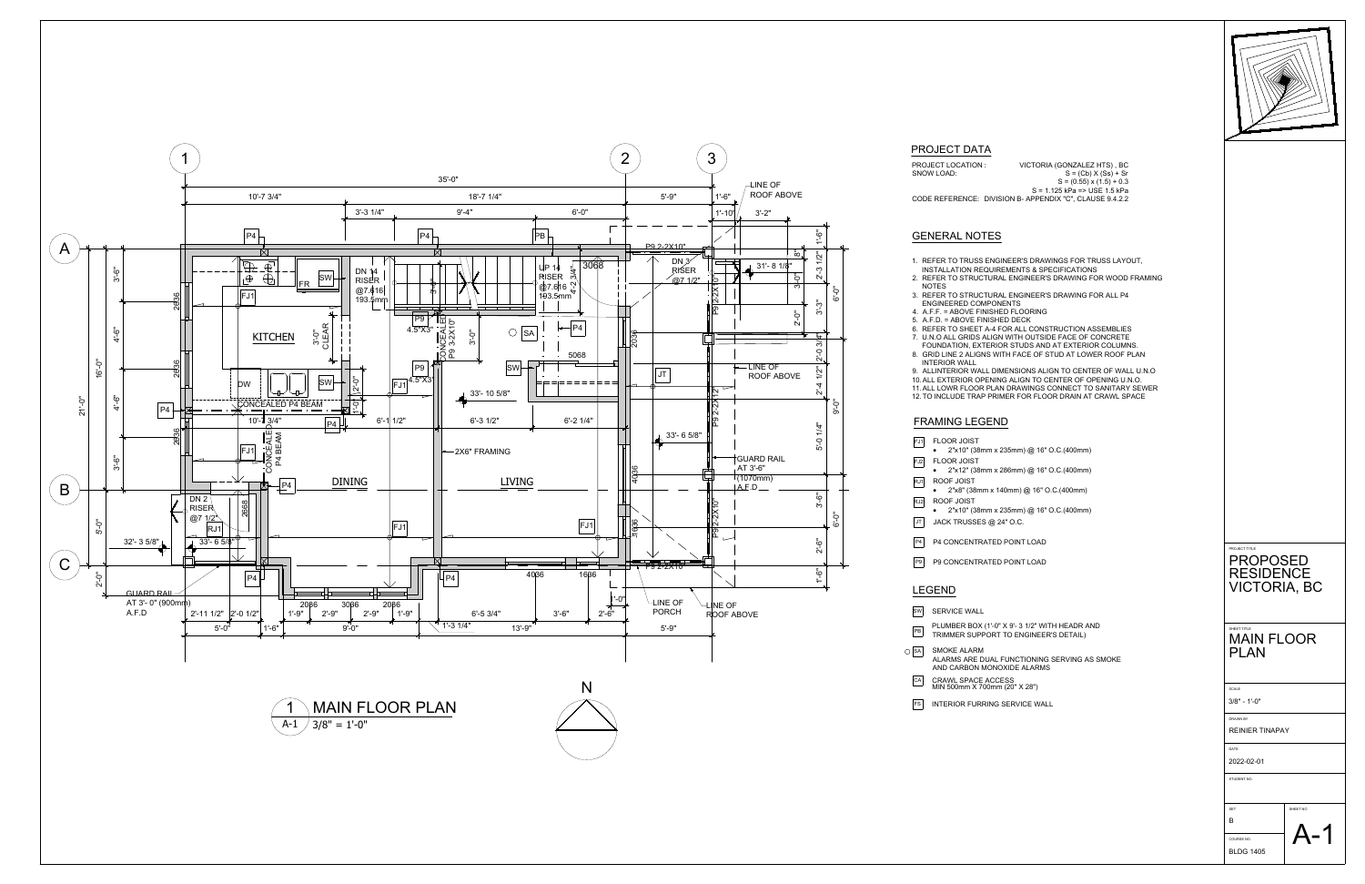## PROJECT DATA

PROJECT LOCATION : VICTORIA (GONZALEZ HTS) , BC

SNOW LOAD: S = (Cb) X (Ss) + Sr

S = (0.55) x (1.5) + 0.3

S = 1.125 kPa => USE 1.5 kPa

CODE REFERENCE: DIVISION B- APPENDIX "C", CLAUSE 9.4.2.2

## GENERAL NOTES

1. REFER TO TRUSS ENGINEER'S DRAWINGS FOR TRUSS LAYOUT, INSTALLATION REQUIREMENTS & SPECIFICATIONS
2. REFER TO STRUCTURAL ENGINEER'S DRAWING FOR WOOD FRAMING NOTES
3. REFER TO STRUCTURAL ENGINEER'S DRAWING FOR ALL P4 ENGINEERED COMPONENTS
4. A.F.F. = ABOVE FINISHED FLOORING
5. A.F.D. = ABOVE FINISHED DECK
6. REFER TO SHEET A-4 FOR ALL CONSTRUCTION ASSEMBLIES
7. U.N.O ALL GRIDS ALIGN WITH OUTSIDE FACE OF CONCRETE FOUNDATION, EXTERIOR STUDS AND AT EXTERIOR COLUMNS.
8. GRID LINE 2 ALIGNS WITH FACE OF STUD AT LOWER ROOF PLAN INTERIOR WALL
9. ALLINTERIOR WALL DIMENSIONS ALIGN TO CENTER OF WALL U.N.O
10. ALL EXTERIOR OPENING ALIGN TO CENTER OF OPENING U.N.O.
11. ALL LOWR FLOOR PLAN DRAWINGS CONNECT TO SANITARY SEWER
12. TO INCLUDE TRAP PRIMER FOR FLOOR DRAIN AT CRAWL SPACE

## FRAMING LEGEND

- FJ1 FLOOR JOIST
  - 2"x10" (38mm x 235mm) @ 16" O.C.(400mm)
- FJ2 FLOOR JOIST
  - 2"x12" (38mm x 286mm) @ 16" O.C.(400mm)
- RJ1 ROOF JOIST
  - 2"x8" (38mm x 140mm) @ 16" O.C.(400mm)
- RJ2 ROOF JOIST
  - 2"x10" (38mm x 235mm) @ 16" O.C.(400mm)
- JT JACK TRUSSES @ 24" O.C.
- P4 P4 CONCENTRATED POINT LOAD
- P9 P9 CONCENTRATED POINT LOAD

## LEGEND

- SW SERVICE WALL
- PB PLUMBER BOX (1'-0" X 9'- 3 1/2" WITH HEADR AND TRIMMER SUPPORT TO ENGINEER'S DETAIL)
- SA SMOKE ALARM — ALARMS ARE DUAL FUNCTIONING SERVING AS SMOKE AND CARBON MONOXIDE ALARMS
- CA CRAWL SPACE ACCESS MIN 500mm X 700mm (20" X 28")
- FS INTERIOR FURRING SERVICE WALL

## 1 MAIN FLOOR PLAN

A-1 3/8" = 1'-0"

N

---

PROJECT TITLE: PROPOSED RESIDENCE VICTORIA, BC

SHEET TITLE: MAIN FLOOR PLAN

SCALE: 3/8" - 1'-0"

DRAWN BY: REINIER TINAPAY

DATE: 2022-02-01

STUDENT NO.:

SET: B

SHEET NO.: A-1

COURSE NO.: BLDG 1405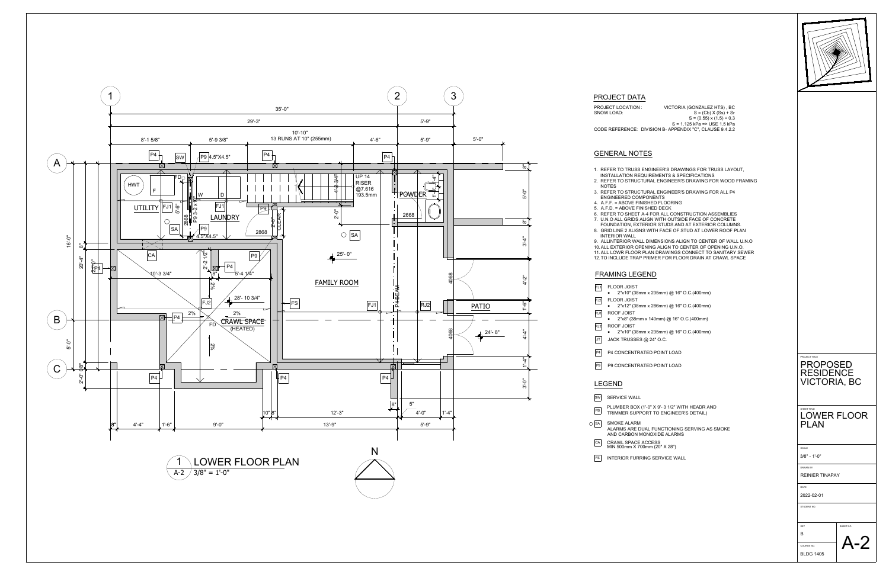## PROJECT DATA

PROJECT LOCATION : VICTORIA (GONZALEZ HTS) , BC

SNOW LOAD: S = (Cb) X (Ss) + Sr
S = (0.55) x (1.5) + 0.3
S = 1.125 kPa => USE 1.5 kPa

CODE REFERENCE: DIVISION B- APPENDIX "C", CLAUSE 9.4.2.2

## GENERAL NOTES

1. REFER TO TRUSS ENGINEER'S DRAWINGS FOR TRUSS LAYOUT, INSTALLATION REQUIREMENTS & SPECIFICATIONS
2. REFER TO STRUCTURAL ENGINEER'S DRAWING FOR WOOD FRAMING NOTES
3. REFER TO STRUCTURAL ENGINEER'S DRAWING FOR ALL P4 ENGINEERED COMPONENTS
4. A.F.F. = ABOVE FINISHED FLOORING
5. A.F.D. = ABOVE FINISHED DECK
6. REFER TO SHEET A-4 FOR ALL CONSTRUCTION ASSEMBLIES
7. U.N.O ALL GRIDS ALIGN WITH OUTSIDE FACE OF CONCRETE FOUNDATION, EXTERIOR STUDS AND AT EXTERIOR COLUMNS.
8. GRID LINE 2 ALIGNS WITH FACE OF STUD AT LOWER ROOF PLAN INTERIOR WALL
9. ALLINTERIOR WALL DIMENSIONS ALIGN TO CENTER OF WALL U.N.O
10. ALL EXTERIOR OPENING ALIGN TO CENTER OF OPENING U.N.O.
11. ALL LOWR FLOOR PLAN DRAWINGS CONNECT TO SANITARY SEWER
12. TO INCLUDE TRAP PRIMER FOR FLOOR DRAIN AT CRAWL SPACE

## FRAMING LEGEND

- FJ1 FLOOR JOIST
  - 2"x10" (38mm x 235mm) @ 16" O.C.(400mm)
- FJ2 FLOOR JOIST
  - 2"x12" (38mm x 286mm) @ 16" O.C.(400mm)
- RJ1 ROOF JOIST
  - 2"x8" (38mm x 140mm) @ 16" O.C.(400mm)
- RJ2 ROOF JOIST
  - 2"x10" (38mm x 235mm) @ 16" O.C.(400mm)
- JT JACK TRUSSES @ 24" O.C.
- P4 P4 CONCENTRATED POINT LOAD
- P9 P9 CONCENTRATED POINT LOAD

## LEGEND

- SW SERVICE WALL
- PB PLUMBER BOX (1'-0" X 9'- 3 1/2" WITH HEADR AND TRIMMER SUPPORT TO ENGINEER'S DETAIL)
- SA SMOKE ALARM
  ALARMS ARE DUAL FUNCTIONING SERVING AS SMOKE AND CARBON MONOXIDE ALARMS
- CA CRAWL SPACE ACCESS
  MIN 500mm X 700mm (20" X 28")
- FS INTERIOR FURRING SERVICE WALL

1 LOWER FLOOR PLAN
A-2 3/8" = 1'-0"

PROJECT TITLE: PROPOSED RESIDENCE VICTORIA, BC

SHEET TITLE: LOWER FLOOR PLAN

SCALE: 3/8" - 1'-0"

DRAWN BY: REINIER TINAPAY

DATE: 2022-02-01

STUDENT NO.

SET: B

SHEET NO. A-2

COURSE NO.: BLDG 1405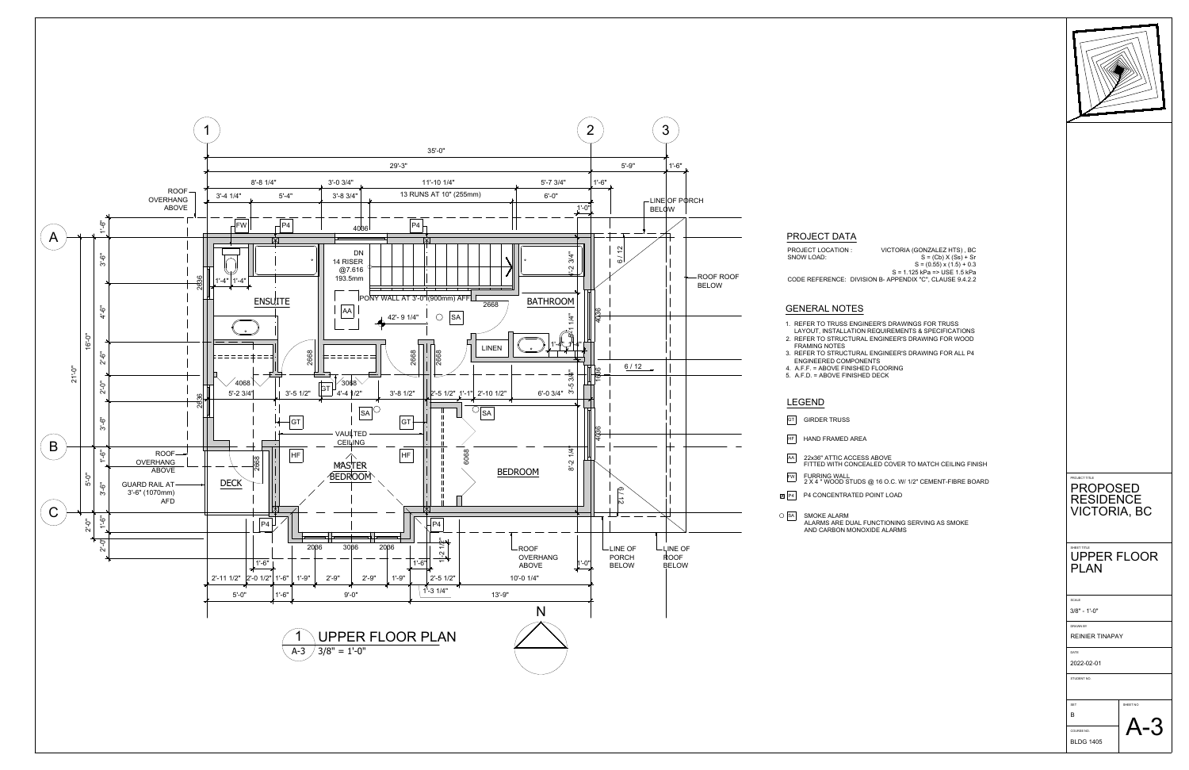## PROJECT DATA

PROJECT LOCATION : VICTORIA (GONZALEZ HTS) , BC

SNOW LOAD: S = (Cb) X (Ss) + Sr
S = (0.55) x (1.5) + 0.3
S = 1.125 kPa => USE 1.5 kPa

CODE REFERENCE: DIVISION B- APPENDIX "C", CLAUSE 9.4.2.2

## GENERAL NOTES

1. REFER TO TRUSS ENGINEER'S DRAWINGS FOR TRUSS LAYOUT, INSTALLATION REQUIREMENTS & SPECIFICATIONS
2. REFER TO STRUCTURAL ENGINEER'S DRAWING FOR WOOD FRAMING NOTES
3. REFER TO STRUCTURAL ENGINEER'S DRAWING FOR ALL P4 ENGINEERED COMPONENTS
4. A.F.F. = ABOVE FINISHED FLOORING
5. A.F.D. = ABOVE FINISHED DECK

## LEGEND

GT — GIRDER TRUSS

HF — HAND FRAMED AREA

AA — 22x36" ATTIC ACCESS ABOVE FITTED WITH CONCEALED COVER TO MATCH CEILING FINISH

FW — FURRING WALL 2 X 4 " WOOD STUDS @ 16 O.C. W/ 1/2" CEMENT-FIBRE BOARD

P4 — P4 CONCENTRATED POINT LOAD

SA — SMOKE ALARM ALARMS ARE DUAL FUNCTIONING SERVING AS SMOKE AND CARBON MONOXIDE ALARMS

1 UPPER FLOOR PLAN
A-3 3/8" = 1'-0"

PROJECT TITLE
PROPOSED RESIDENCE VICTORIA, BC

SHEET TITLE
UPPER FLOOR PLAN

SCALE
3/8" - 1'-0"

DRAWN BY
REINIER TINAPAY

DATE
2022-02-01

STUDENT NO.

SET
B

SHEET NO.
A-3

COURSE NO.
BLDG 1405